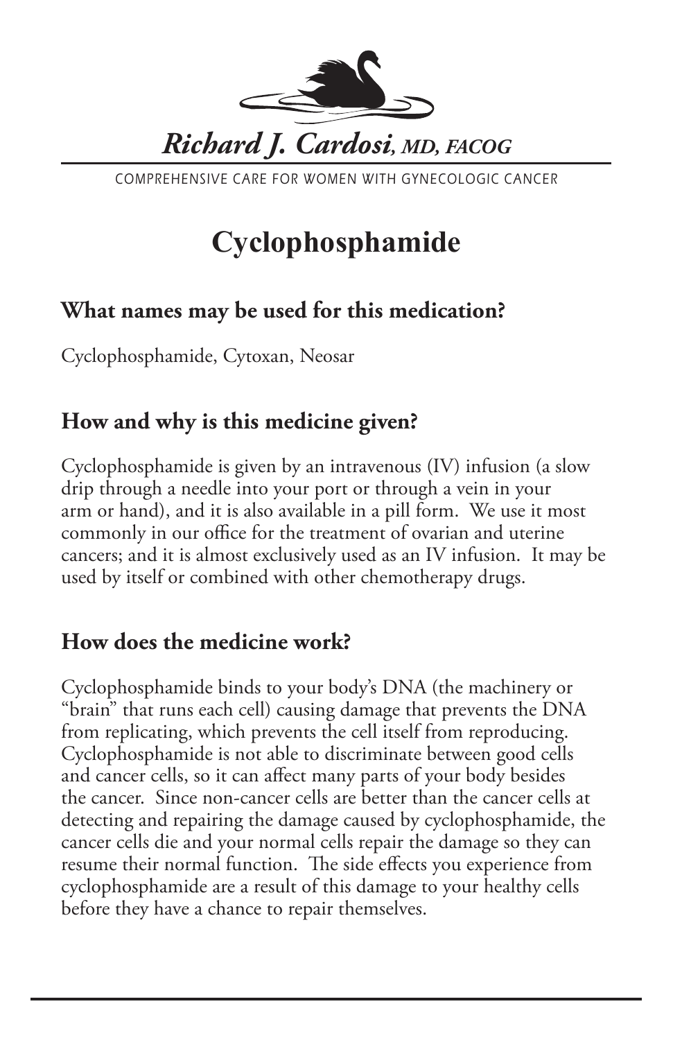*Richard J. Cardosi, MD, FACOG*

COMPREHENSIVE CARE FOR WOMEN WITH GYNECOLOGIC CANCER

# Cyclophosphamide

## What names may be used for this medication?

Cyclophosphamide, Cytoxan, Neosar

## How and why is this medicine given?

Cyclophosphamide is given by an intravenous (IV) infusion (a slow drip through a needle into your port or through a vein in your arm or hand), and it is also available in a pill form. We use it most commonly in our office for the treatment of ovarian and uterine cancers; and it is almost exclusively used as an IV infusion. It may be used by itself or combined with other chemotherapy drugs.

## How does the medicine work?

Cyclophosphamide binds to your body's DNA (the machinery or "brain" that runs each cell) causing damage that prevents the DNA from replicating, which prevents the cell itself from reproducing. Cyclophosphamide is not able to discriminate between good cells and cancer cells, so it can affect many parts of your body besides the cancer. Since non-cancer cells are better than the cancer cells at detecting and repairing the damage caused by cyclophosphamide, the cancer cells die and your normal cells repair the damage so they can resume their normal function. The side effects you experience from cyclophosphamide are a result of this damage to your healthy cells before they have a chance to repair themselves.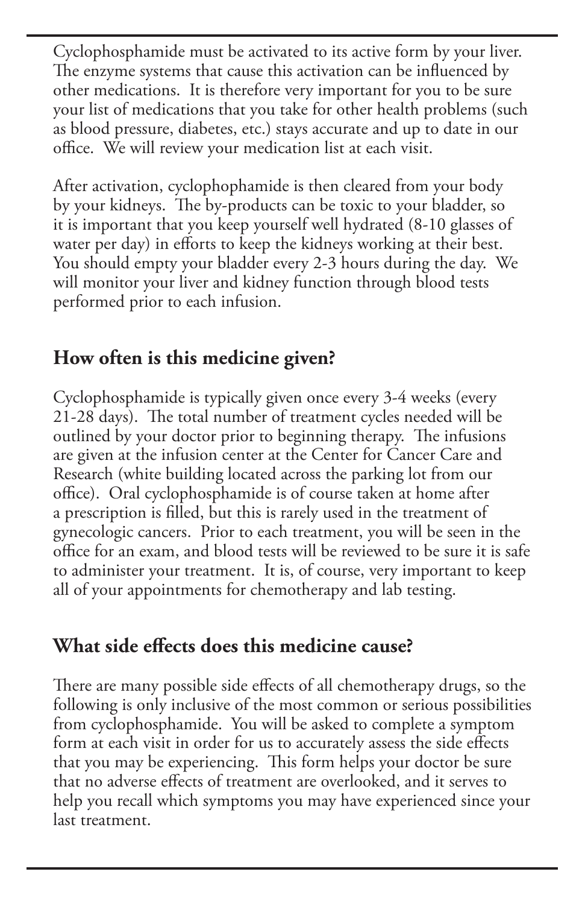Cyclophosphamide must be activated to its active form by your liver. The enzyme systems that cause this activation can be influenced by other medications. It is therefore very important for you to be sure your list of medications that you take for other health problems (such as blood pressure, diabetes, etc.) stays accurate and up to date in our office. We will review your medication list at each visit.

After activation, cyclophophamide is then cleared from your body by your kidneys. The by-products can be toxic to your bladder, so it is important that you keep yourself well hydrated (8-10 glasses of water per day) in efforts to keep the kidneys working at their best. You should empty your bladder every 2-3 hours during the day. We will monitor your liver and kidney function through blood tests performed prior to each infusion.

## How often is this medicine given?

Cyclophosphamide is typically given once every 3-4 weeks (every 21-28 days). The total number of treatment cycles needed will be outlined by your doctor prior to beginning therapy. The infusions are given at the infusion center at the Center for Cancer Care and Research (white building located across the parking lot from our office). Oral cyclophosphamide is of course taken at home after a prescription is filled, but this is rarely used in the treatment of gynecologic cancers. Prior to each treatment, you will be seen in the office for an exam, and blood tests will be reviewed to be sure it is safe to administer your treatment. It is, of course, very important to keep all of your appointments for chemotherapy and lab testing.

## What side effects does this medicine cause?

There are many possible side effects of all chemotherapy drugs, so the following is only inclusive of the most common or serious possibilities from cyclophosphamide. You will be asked to complete a symptom form at each visit in order for us to accurately assess the side effects that you may be experiencing. This form helps your doctor be sure that no adverse effects of treatment are overlooked, and it serves to help you recall which symptoms you may have experienced since your last treatment.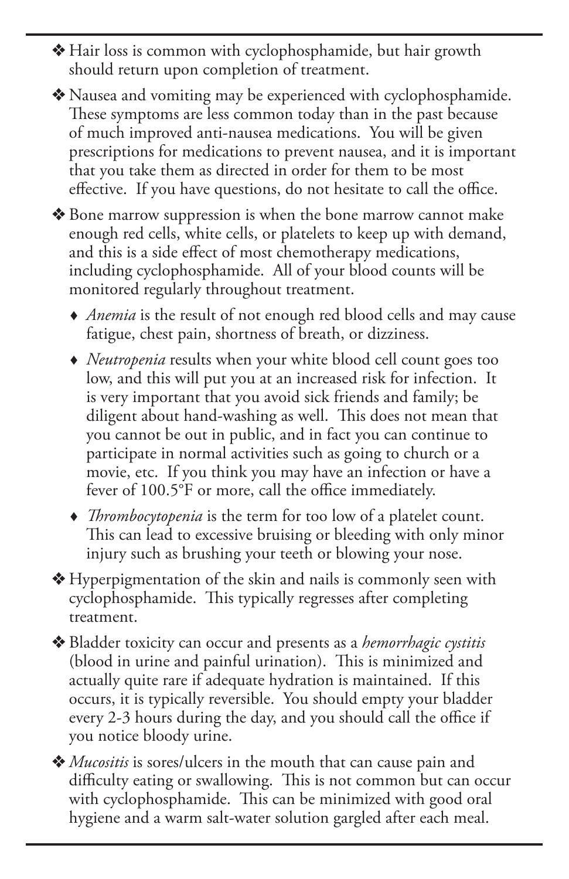- ❖ Hair loss is common with cyclophosphamide, but hair growth should return upon completion of treatment.

- ❖ Nausea and vomiting may be experienced with cyclophosphamide. These symptoms are less common today than in the past because of much improved anti-nausea medications. You will be given prescriptions for medications to prevent nausea, and it is important that you take them as directed in order for them to be most effective. If you have questions, do not hesitate to call the office.

- ❖ Bone marrow suppression is when the bone marrow cannot make enough red cells, white cells, or platelets to keep up with demand, and this is a side effect of most chemotherapy medications, including cyclophosphamide. All of your blood counts will be monitored regularly throughout treatment.

  - ♦ *Anemia* is the result of not enough red blood cells and may cause fatigue, chest pain, shortness of breath, or dizziness.

  - ♦ *Neutropenia* results when your white blood cell count goes too low, and this will put you at an increased risk for infection. It is very important that you avoid sick friends and family; be diligent about hand-washing as well. This does not mean that you cannot be out in public, and in fact you can continue to participate in normal activities such as going to church or a movie, etc. If you think you may have an infection or have a fever of 100.5°F or more, call the office immediately.

  - ♦ *Thrombocytopenia* is the term for too low of a platelet count. This can lead to excessive bruising or bleeding with only minor injury such as brushing your teeth or blowing your nose.

- ❖ Hyperpigmentation of the skin and nails is commonly seen with cyclophosphamide. This typically regresses after completing treatment.

- ❖ Bladder toxicity can occur and presents as a *hemorrhagic cystitis* (blood in urine and painful urination). This is minimized and actually quite rare if adequate hydration is maintained. If this occurs, it is typically reversible. You should empty your bladder every 2-3 hours during the day, and you should call the office if you notice bloody urine.

- ❖ *Mucositis* is sores/ulcers in the mouth that can cause pain and difficulty eating or swallowing. This is not common but can occur with cyclophosphamide. This can be minimized with good oral hygiene and a warm salt-water solution gargled after each meal.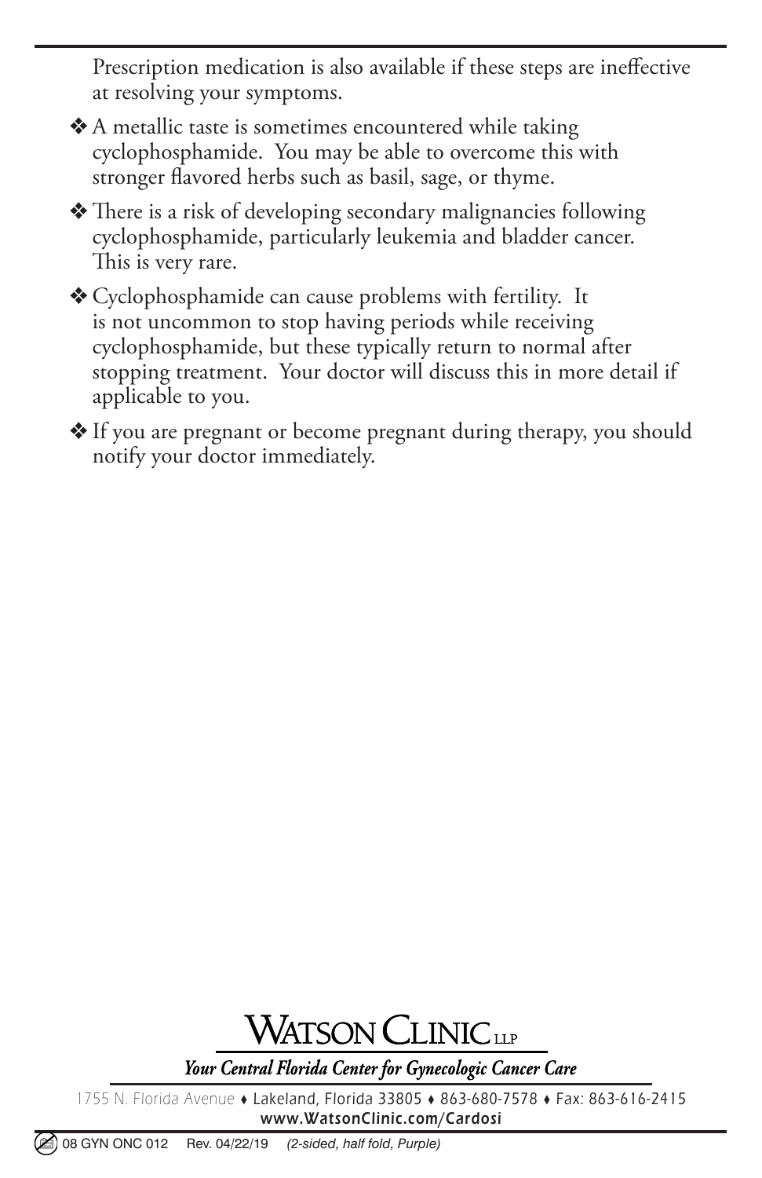Prescription medication is also available if these steps are ineffective at resolving your symptoms.

- A metallic taste is sometimes encountered while taking cyclophosphamide. You may be able to overcome this with stronger flavored herbs such as basil, sage, or thyme.
- There is a risk of developing secondary malignancies following cyclophosphamide, particularly leukemia and bladder cancer. This is very rare.
- Cyclophosphamide can cause problems with fertility. It is not uncommon to stop having periods while receiving cyclophosphamide, but these typically return to normal after stopping treatment. Your doctor will discuss this in more detail if applicable to you.
- If you are pregnant or become pregnant during therapy, you should notify your doctor immediately.

WATSON CLINIC LLP

*Your Central Florida Center for Gynecologic Cancer Care*

1755 N. Florida Avenue ♦ Lakeland, Florida 33805 ♦ 863-680-7578 ♦ Fax: 863-616-2415
**www.WatsonClinic.com/Cardosi**

08 GYN ONC 012 Rev. 04/22/19 *(2-sided, half fold, Purple)*